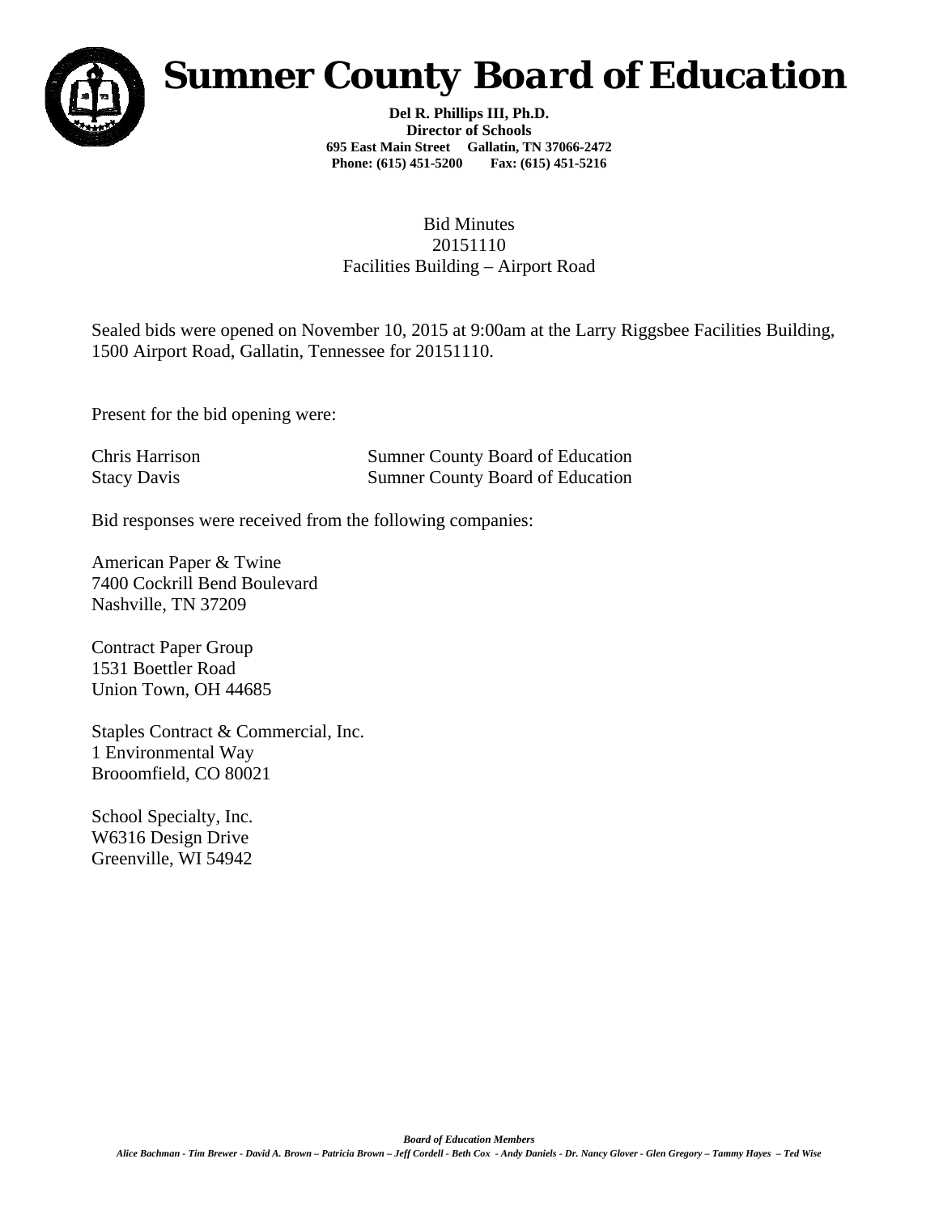# Sumner County Board of Education

**Del R. Phillips III, Ph.D.**
**Director of Schools**
**695 East Main Street Gallatin, TN 37066-2472**
**Phone: (615) 451-5200 Fax: (615) 451-5216**

Bid Minutes
20151110
Facilities Building – Airport Road

Sealed bids were opened on November 10, 2015 at 9:00am at the Larry Riggsbee Facilities Building, 1500 Airport Road, Gallatin, Tennessee for 20151110.

Present for the bid opening were:

| | |
|---|---|
| Chris Harrison | Sumner County Board of Education |
| Stacy Davis | Sumner County Board of Education |

Bid responses were received from the following companies:

American Paper & Twine
7400 Cockrill Bend Boulevard
Nashville, TN 37209

Contract Paper Group
1531 Boettler Road
Union Town, OH 44685

Staples Contract & Commercial, Inc.
1 Environmental Way
Brooomfield, CO 80021

School Specialty, Inc.
W6316 Design Drive
Greenville, WI 54942

***Board of Education Members***

***Alice Bachman - Tim Brewer - David A. Brown – Patricia Brown – Jeff Cordell - Beth Cox - Andy Daniels - Dr. Nancy Glover - Glen Gregory – Tammy Hayes – Ted Wise***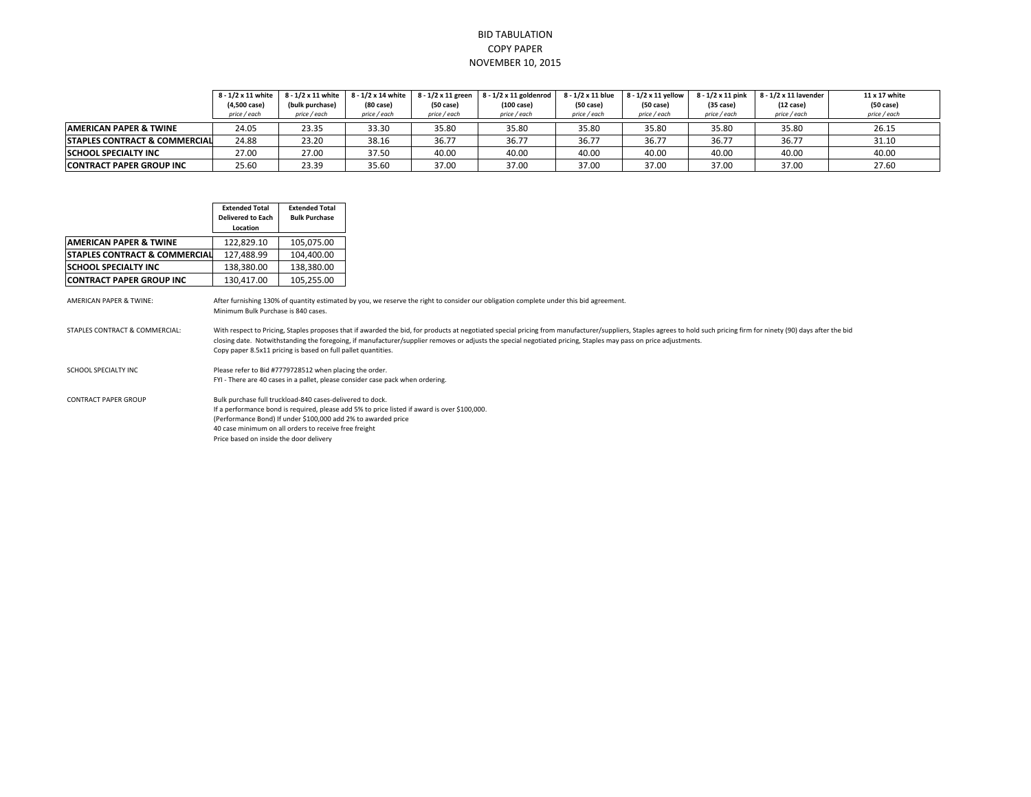# BID TABULATION
## COPY PAPER
## NOVEMBER 10, 2015

| | 8 - 1/2 x 11 white (4,500 case) *price / each* | 8 - 1/2 x 11 white (bulk purchase) *price / each* | 8 - 1/2 x 14 white (80 case) *price / each* | 8 - 1/2 x 11 green (50 case) *price / each* | 8 - 1/2 x 11 goldenrod (100 case) *price / each* | 8 - 1/2 x 11 blue (50 case) *price / each* | 8 - 1/2 x 11 yellow (50 case) *price / each* | 8 - 1/2 x 11 pink (35 case) *price / each* | 8 - 1/2 x 11 lavender (12 case) *price / each* | 11 x 17 white (50 case) *price / each* |
|---|---|---|---|---|---|---|---|---|---|---|
| **AMERICAN PAPER & TWINE** | 24.05 | 23.35 | 33.30 | 35.80 | 35.80 | 35.80 | 35.80 | 35.80 | 35.80 | 26.15 |
| **STAPLES CONTRACT & COMMERCIAL** | 24.88 | 23.20 | 38.16 | 36.77 | 36.77 | 36.77 | 36.77 | 36.77 | 36.77 | 31.10 |
| **SCHOOL SPECIALTY INC** | 27.00 | 27.00 | 37.50 | 40.00 | 40.00 | 40.00 | 40.00 | 40.00 | 40.00 | 40.00 |
| **CONTRACT PAPER GROUP INC** | 25.60 | 23.39 | 35.60 | 37.00 | 37.00 | 37.00 | 37.00 | 37.00 | 37.00 | 27.60 |

| | Extended Total Delivered to Each Location | Extended Total Bulk Purchase |
|---|---|---|
| **AMERICAN PAPER & TWINE** | 122,829.10 | 105,075.00 |
| **STAPLES CONTRACT & COMMERCIAL** | 127,488.99 | 104,400.00 |
| **SCHOOL SPECIALTY INC** | 138,380.00 | 138,380.00 |
| **CONTRACT PAPER GROUP INC** | 130,417.00 | 105,255.00 |

AMERICAN PAPER & TWINE:

After furnishing 130% of quantity estimated by you, we reserve the right to consider our obligation complete under this bid agreement.
Minimum Bulk Purchase is 840 cases.

STAPLES CONTRACT & COMMERCIAL:

With respect to Pricing, Staples proposes that if awarded the bid, for products at negotiated special pricing from manufacturer/suppliers, Staples agrees to hold such pricing firm for ninety (90) days after the bid closing date. Notwithstanding the foregoing, if manufacturer/supplier removes or adjusts the special negotiated pricing, Staples may pass on price adjustments.
Copy paper 8.5x11 pricing is based on full pallet quantities.

SCHOOL SPECIALTY INC

Please refer to Bid #7779728512 when placing the order.
FYI - There are 40 cases in a pallet, please consider case pack when ordering.

CONTRACT PAPER GROUP

Bulk purchase full truckload-840 cases-delivered to dock.
If a performance bond is required, please add 5% to price listed if award is over $100,000.
(Performance Bond) If under $100,000 add 2% to awarded price
40 case minimum on all orders to receive free freight
Price based on inside the door delivery